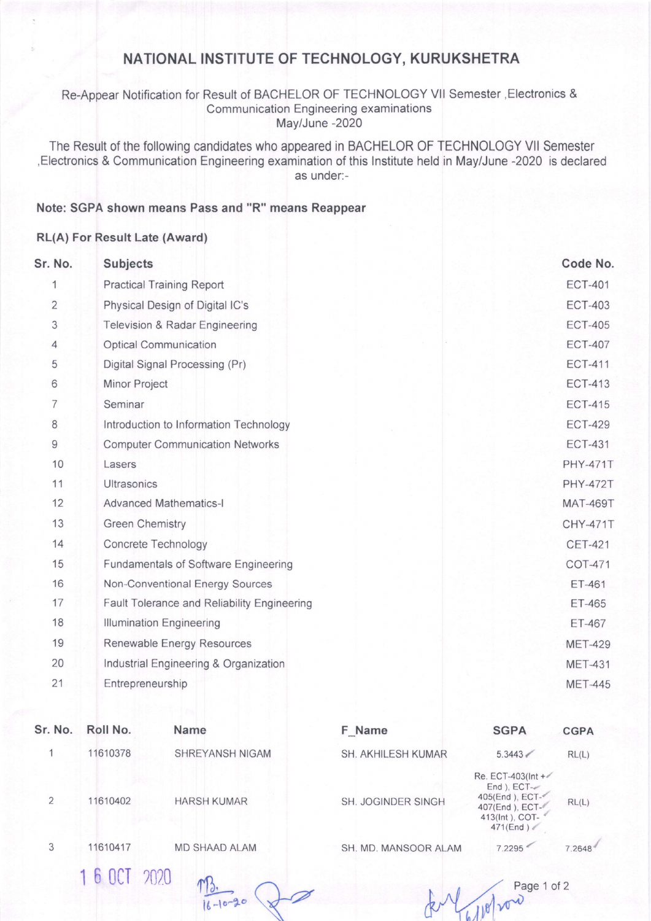# NATIONAL INSTITUTE OF TECHNOLOGY, KURUKSHETRA

Re-Appear Notification for Result of BACHELOR OF TECHNOLOGY VII Semester ,Electronics & Communication Engineering examinations
May/June -2020

The Result of the following candidates who appeared in BACHELOR OF TECHNOLOGY VII Semester ,Electronics & Communication Engineering examination of this Institute held in May/June -2020 is declared as under:-

**Note: SGPA shown means Pass and "R" means Reappear**

**RL(A) For Result Late (Award)**

| Sr. No. | Subjects | Code No. |
|---|---|---|
| 1 | Practical Training Report | ECT-401 |
| 2 | Physical Design of Digital IC's | ECT-403 |
| 3 | Television & Radar Engineering | ECT-405 |
| 4 | Optical Communication | ECT-407 |
| 5 | Digital Signal Processing (Pr) | ECT-411 |
| 6 | Minor Project | ECT-413 |
| 7 | Seminar | ECT-415 |
| 8 | Introduction to Information Technology | ECT-429 |
| 9 | Computer Communication Networks | ECT-431 |
| 10 | Lasers | PHY-471T |
| 11 | Ultrasonics | PHY-472T |
| 12 | Advanced Mathematics-I | MAT-469T |
| 13 | Green Chemistry | CHY-471T |
| 14 | Concrete Technology | CET-421 |
| 15 | Fundamentals of Software Engineering | COT-471 |
| 16 | Non-Conventional Energy Sources | ET-461 |
| 17 | Fault Tolerance and Reliability Engineering | ET-465 |
| 18 | Illumination Engineering | ET-467 |
| 19 | Renewable Energy Resources | MET-429 |
| 20 | Industrial Engineering & Organization | MET-431 |
| 21 | Entrepreneurship | MET-445 |

| Sr. No. | Roll No. | Name | F_Name | SGPA | CGPA |
|---|---|---|---|---|---|
| 1 | 11610378 | SHREYANSH NIGAM | SH. AKHILESH KUMAR | 5.3443 | RL(L) |
| 2 | 11610402 | HARSH KUMAR | SH. JOGINDER SINGH | Re. ECT-403(Int + End ), ECT-405(End ), ECT-407(End ), ECT-413(Int ), COT-471(End ) | RL(L) |
| 3 | 11610417 | MD SHAAD ALAM | SH. MD. MANSOOR ALAM | 7.2295 | 7.2648 |

16 OCT 2020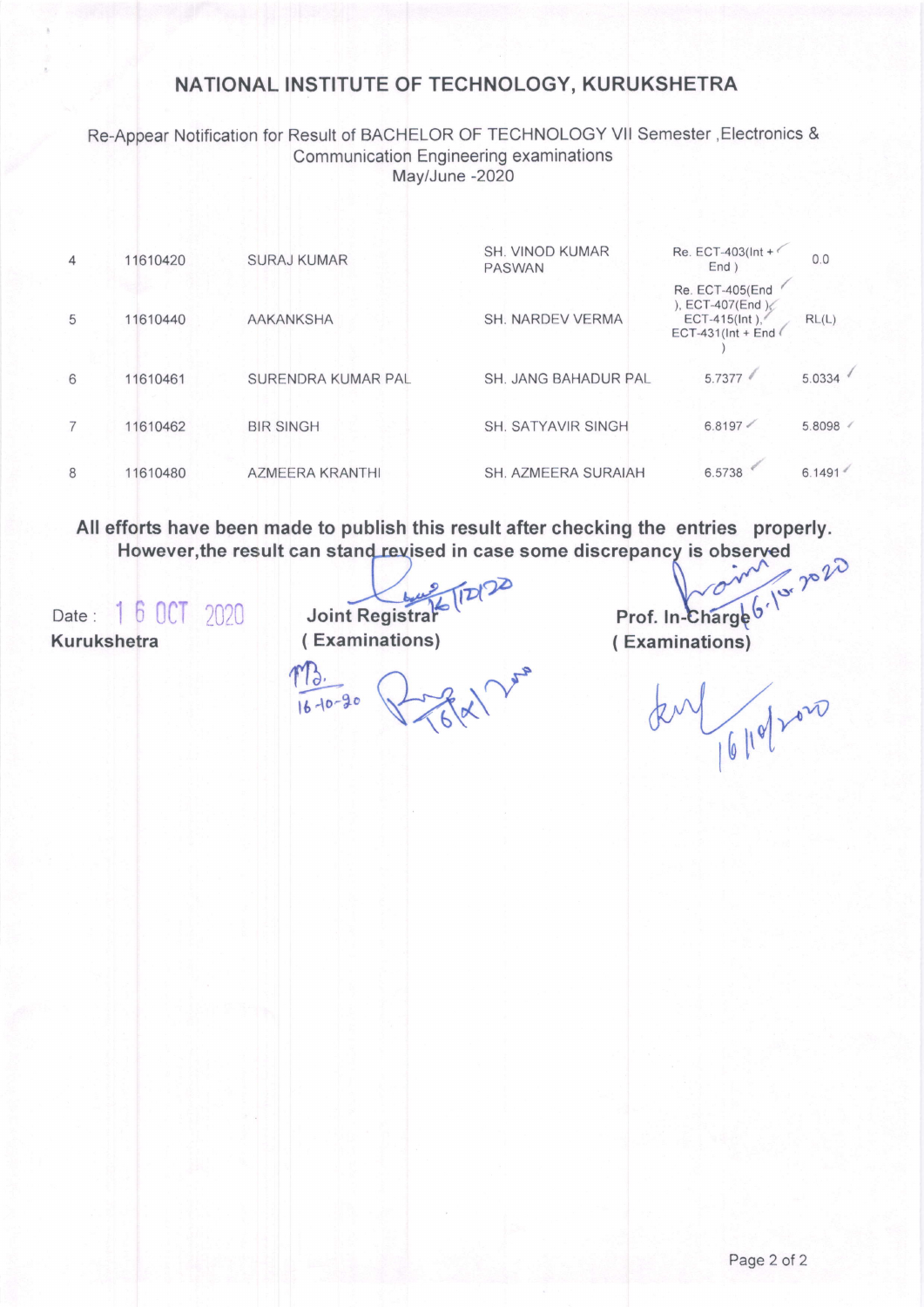# NATIONAL INSTITUTE OF TECHNOLOGY, KURUKSHETRA

Re-Appear Notification for Result of BACHELOR OF TECHNOLOGY VII Semester ,Electronics & Communication Engineering examinations
May/June -2020

| | | | | | |
|---|---|---|---|---|---|
| 4 | 11610420 | SURAJ KUMAR | SH. VINOD KUMAR PASWAN | Re. ECT-403(Int + End ) | 0.0 |
| 5 | 11610440 | AAKANKSHA | SH. NARDEV VERMA | Re. ECT-405(End ), ECT-407(End ), ECT-415(Int ), ECT-431(Int + End ) | RL(L) |
| 6 | 11610461 | SURENDRA KUMAR PAL | SH. JANG BAHADUR PAL | 5.7377 | 5.0334 |
| 7 | 11610462 | BIR SINGH | SH. SATYAVIR SINGH | 6.8197 | 5.8098 |
| 8 | 11610480 | AZMEERA KRANTHI | SH. AZMEERA SURAIAH | 6.5738 | 6.1491 |

**All efforts have been made to publish this result after checking the entries properly. However,the result can stand revised in case some discrepancy is observed**

Date : 16 OCT 2020
**Kurukshetra**

**Joint Registrar**
**( Examinations)**

**Prof. In-Charge**
**( Examinations)**